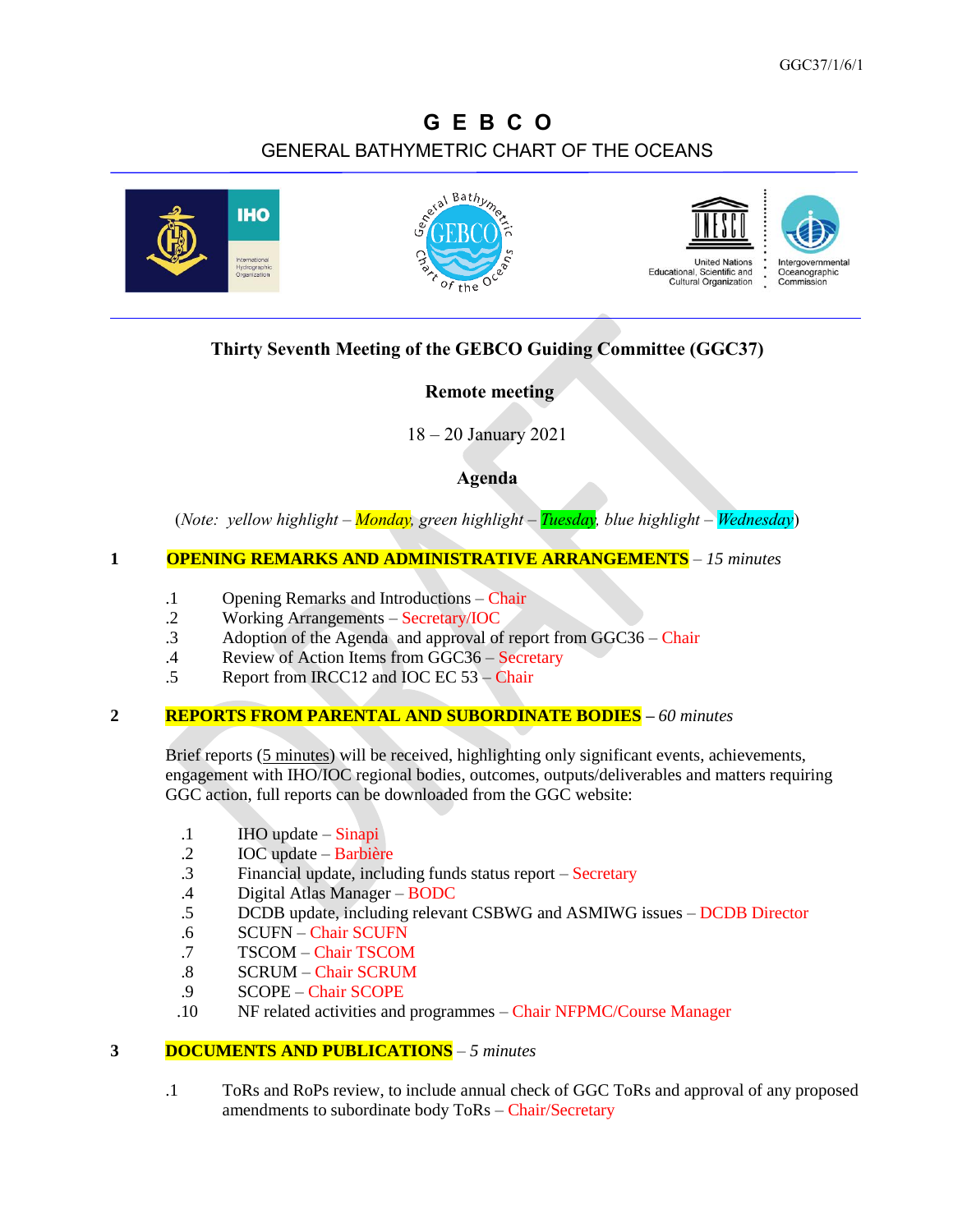GGC37/1/6/1

# G E B C O

## GENERAL BATHYMETRIC CHART OF THE OCEANS

**Thirty Seventh Meeting of the GEBCO Guiding Committee (GGC37)**

**Remote meeting**

18 – 20 January 2021

**Agenda**

*(Note: yellow highlight – Monday, green highlight – Tuesday, blue highlight – Wednesday)*

**1 OPENING REMARKS AND ADMINISTRATIVE ARRANGEMENTS** – *15 minutes*

- .1 Opening Remarks and Introductions – Chair
- .2 Working Arrangements – Secretary/IOC
- .3 Adoption of the Agenda and approval of report from GGC36 – Chair
- .4 Review of Action Items from GGC36 – Secretary
- .5 Report from IRCC12 and IOC EC 53 – Chair

**2 REPORTS FROM PARENTAL AND SUBORDINATE BODIES** – *60 minutes*

Brief reports (5 minutes) will be received, highlighting only significant events, achievements, engagement with IHO/IOC regional bodies, outcomes, outputs/deliverables and matters requiring GGC action, full reports can be downloaded from the GGC website:

- .1 IHO update – Sinapi
- .2 IOC update – Barbière
- .3 Financial update, including funds status report – Secretary
- .4 Digital Atlas Manager – BODC
- .5 DCDB update, including relevant CSBWG and ASMIWG issues – DCDB Director
- .6 SCUFN – Chair SCUFN
- .7 TSCOM – Chair TSCOM
- .8 SCRUM – Chair SCRUM
- .9 SCOPE – Chair SCOPE
- .10 NF related activities and programmes – Chair NFPMC/Course Manager

**3 DOCUMENTS AND PUBLICATIONS** – *5 minutes*

- .1 ToRs and RoPs review, to include annual check of GGC ToRs and approval of any proposed amendments to subordinate body ToRs – Chair/Secretary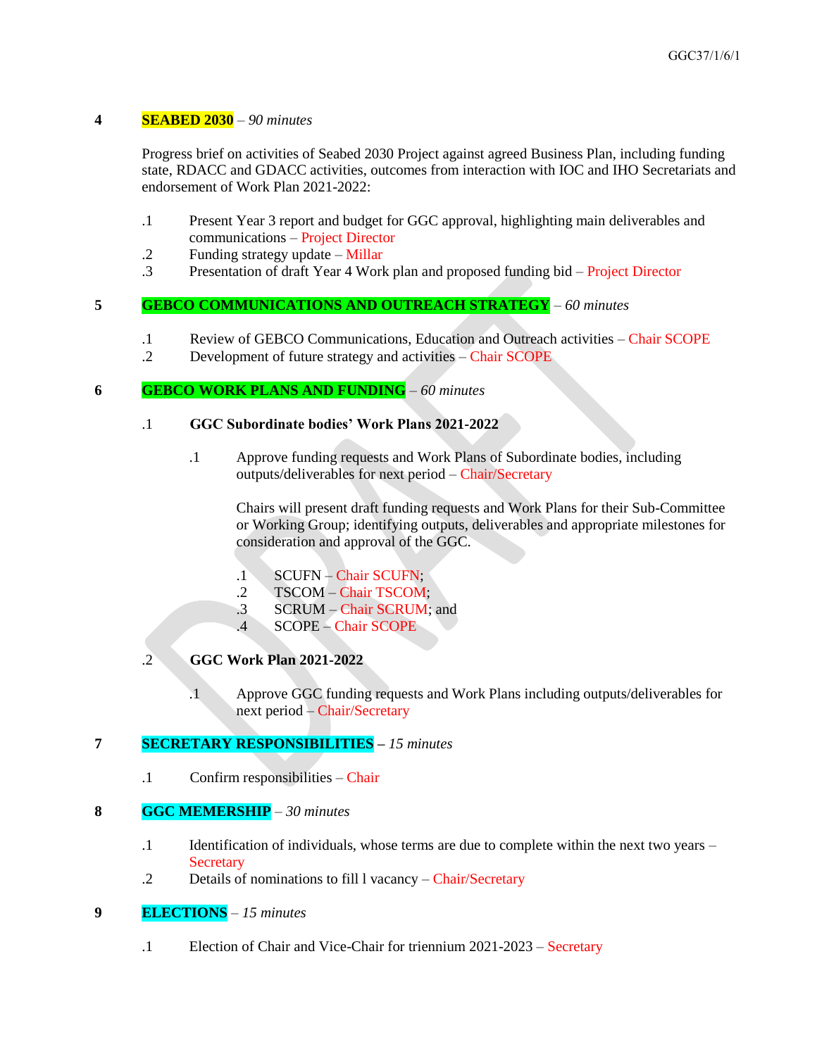**4** **SEABED 2030** – *90 minutes*

Progress brief on activities of Seabed 2030 Project against agreed Business Plan, including funding state, RDACC and GDACC activities, outcomes from interaction with IOC and IHO Secretariats and endorsement of Work Plan 2021-2022:

.1 Present Year 3 report and budget for GGC approval, highlighting main deliverables and communications – Project Director

.2 Funding strategy update – Millar

.3 Presentation of draft Year 4 Work plan and proposed funding bid – Project Director

**5** **GEBCO COMMUNICATIONS AND OUTREACH STRATEGY** – *60 minutes*

.1 Review of GEBCO Communications, Education and Outreach activities – Chair SCOPE

.2 Development of future strategy and activities – Chair SCOPE

**6** **GEBCO WORK PLANS AND FUNDING** – *60 minutes*

.1 **GGC Subordinate bodies' Work Plans 2021-2022**

.1 Approve funding requests and Work Plans of Subordinate bodies, including outputs/deliverables for next period – Chair/Secretary

Chairs will present draft funding requests and Work Plans for their Sub-Committee or Working Group; identifying outputs, deliverables and appropriate milestones for consideration and approval of the GGC.

.1 SCUFN – Chair SCUFN;

.2 TSCOM – Chair TSCOM;

.3 SCRUM – Chair SCRUM; and

.4 SCOPE – Chair SCOPE

.2 **GGC Work Plan 2021-2022**

.1 Approve GGC funding requests and Work Plans including outputs/deliverables for next period – Chair/Secretary

**7** **SECRETARY RESPONSIBILITIES** – *15 minutes*

.1 Confirm responsibilities – Chair

**8** **GGC MEMERSHIP** – *30 minutes*

.1 Identification of individuals, whose terms are due to complete within the next two years – Secretary

.2 Details of nominations to fill l vacancy – Chair/Secretary

**9** **ELECTIONS** – *15 minutes*

.1 Election of Chair and Vice-Chair for triennium 2021-2023 – Secretary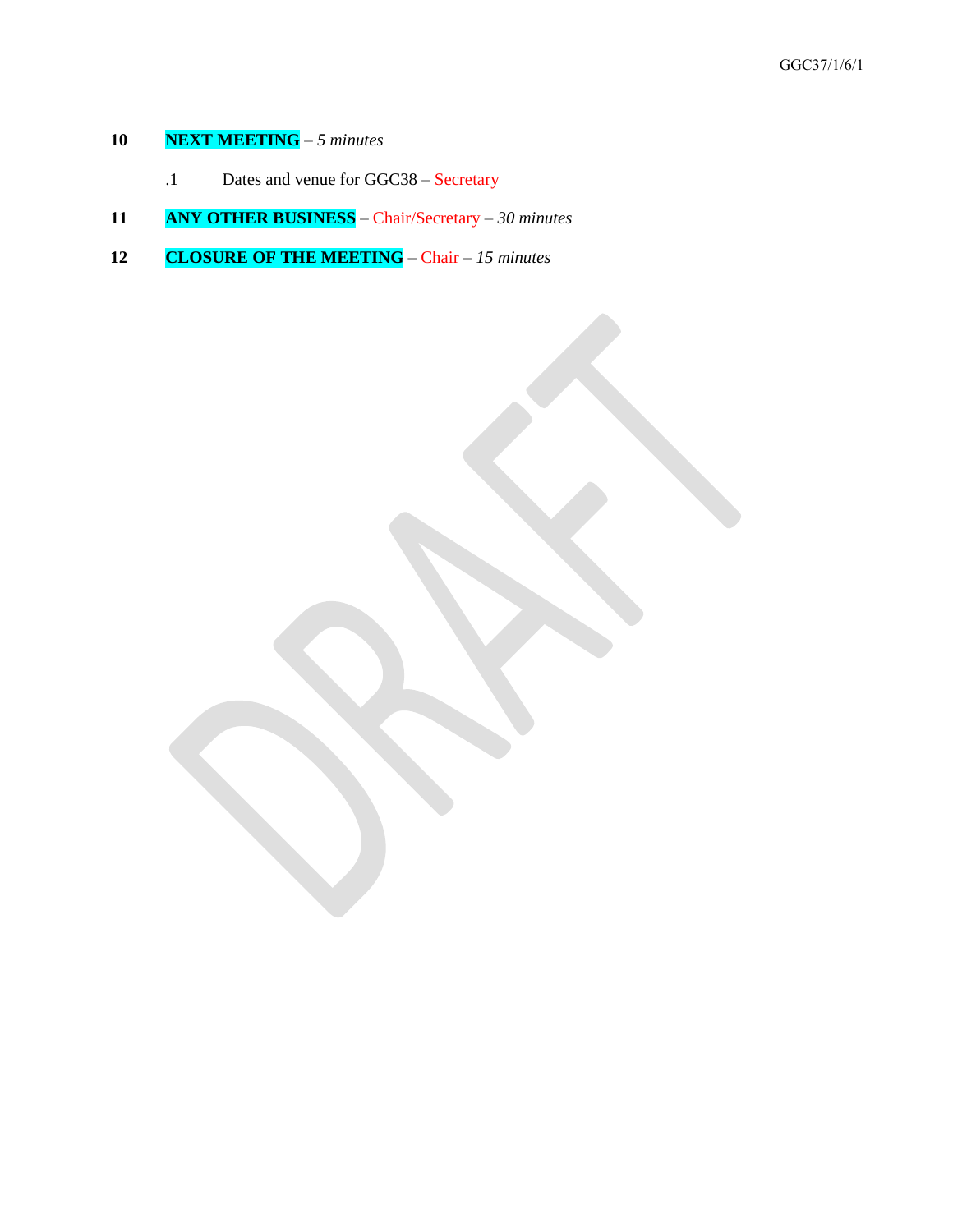**10 NEXT MEETING** – *5 minutes*

.1 Dates and venue for GGC38 – Secretary

**11 ANY OTHER BUSINESS** – Chair/Secretary – *30 minutes*

**12 CLOSURE OF THE MEETING** – Chair – *15 minutes*